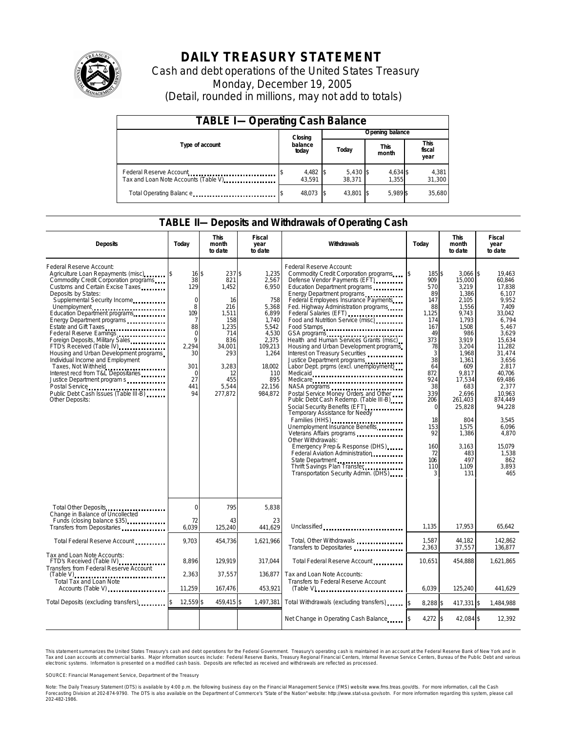# DAILY TREASURY STATEMENT

Cash and debt operations of the United States Treasury

Monday, December 19, 2005

(Detail, rounded in millions, may not add to totals)

## TABLE I—Operating Cash Balance

| Type of account | Closing balance today | Opening balance Today | Opening balance This month | Opening balance This fiscal year |
|---|---|---|---|---|
| Federal Reserve Account | $ 4,482 | $ 5,430 | $ 4,634 | $ 4,381 |
| Tax and Loan Note Accounts (Table V) | 43,591 | 38,371 | 1,355 | 31,300 |
| Total Operating Balance | $ 48,073 | $ 43,801 | $ 5,989 | $ 35,680 |

## TABLE II—Deposits and Withdrawals of Operating Cash

| Deposits | Today | This month to date | Fiscal year to date | Withdrawals | Today | This month to date | Fiscal year to date |
|---|---|---|---|---|---|---|---|
| Federal Reserve Account: | | | | Federal Reserve Account: | | | |
| Agriculture Loan Repayments (misc) | $ 16 | $ 237 | $ 1,235 | Commodity Credit Corporation programs | $ 185 | $ 3,066 | $ 19,463 |
| Commodity Credit Corporation programs | 38 | 821 | 2,567 | Defense Vendor Payments (EFT) | 909 | 15,000 | 60,846 |
| Customs and Certain Excise Taxes | 129 | 1,452 | 6,950 | Education Department programs | 570 | 3,219 | 17,838 |
| Deposits by States: | | | | Energy Department programs | 89 | 1,386 | 6,107 |
| Supplemental Security Income | 0 | 16 | 758 | Federal Employees Insurance Payments | 147 | 2,105 | 9,952 |
| Unemployment | 8 | 216 | 5,368 | Fed. Highway Administration programs | 88 | 1,556 | 7,409 |
| Education Department programs | 109 | 1,511 | 6,899 | Federal Salaries (EFT) | 1,125 | 9,743 | 33,042 |
| Energy Department programs | 7 | 158 | 1,740 | Food and Nutrition Service (misc) | 174 | 1,793 | 6,794 |
| Estate and Gift Taxes | 88 | 1,235 | 5,542 | Food Stamps | 167 | 1,508 | 5,467 |
| Federal Reserve Earnings | 0 | 714 | 4,530 | GSA programs | 49 | 986 | 3,629 |
| Foreign Deposits, Military Sales | 9 | 836 | 2,375 | Health and Human Services Grants (misc) | 373 | 3,919 | 15,634 |
| FTD's Received (Table IV) | 2,294 | 34,001 | 109,213 | Housing and Urban Development programs | 78 | 3,204 | 11,282 |
| Housing and Urban Development programs | 30 | 293 | 1,264 | Interest on Treasury Securities | 3 | 1,968 | 31,474 |
| Individual Income and Employment | | | | Justice Department programs | 38 | 1,361 | 3,656 |
| Taxes, Not Withheld | 301 | 3,283 | 18,002 | Labor Dept. prgms (excl. unemployment) | 64 | 609 | 2,817 |
| Interest recd from T&L Depositaries | 0 | 12 | 110 | Medicaid | 872 | 9,817 | 40,706 |
| Justice Department programs | 27 | 455 | 895 | Medicare | 924 | 17,534 | 69,486 |
| Postal Service | 441 | 5,544 | 22,156 | NASA programs | 38 | 683 | 2,377 |
| Public Debt Cash Issues (Table III-B) | 94 | 277,872 | 984,872 | Postal Service Money Orders and Other | 339 | 2,696 | 10,963 |
| Other Deposits: | | | | Public Debt Cash Redemp. (Table III-B) | 206 | 261,403 | 874,449 |
| | | | | Social Security Benefits (EFT) | 0 | 25,828 | 94,228 |
| | | | | Temporary Assistance for Needy Families (HHS) | 18 | 804 | 3,545 |
| | | | | Unemployment Insurance Benefits | 153 | 1,575 | 6,096 |
| | | | | Veterans Affairs programs | 92 | 1,386 | 4,870 |
| | | | | Other Withdrawals: | | | |
| | | | | Emergency Prep & Response (DHS) | 160 | 3,163 | 15,079 |
| | | | | Federal Aviation Administration | 72 | 483 | 1,538 |
| | | | | State Department | 106 | 497 | 862 |
| | | | | Thrift Savings Plan Transfer | 110 | 1,109 | 3,893 |
| | | | | Transportation Security Admin. (DHS) | 3 | 131 | 465 |
| Total Other Deposits | 0 | 795 | 5,838 | | | | |
| Change in Balance of Uncollected Funds (closing balance $35) | 72 | 43 | 23 | | | | |
| Transfers from Depositaries | 6,039 | 125,240 | 441,629 | Unclassified | 1,135 | 17,953 | 65,642 |
| Total Federal Reserve Account | 9,703 | 454,736 | 1,621,966 | Total, Other Withdrawals | 1,587 | 44,182 | 142,862 |
| | | | | Transfers to Depositaries | 2,363 | 37,557 | 136,877 |
| Tax and Loan Note Accounts: | | | | | | | |
| FTD's Received (Table IV) | 8,896 | 129,919 | 317,044 | Total Federal Reserve Account | 10,651 | 454,888 | 1,621,865 |
| Transfers from Federal Reserve Account (Table V) | 2,363 | 37,557 | 136,877 | Tax and Loan Note Accounts: | | | |
| Total Tax and Loan Note Accounts (Table V) | 11,259 | 167,476 | 453,921 | Transfers to Federal Reserve Account (Table V) | 6,039 | 125,240 | 441,629 |
| Total Deposits (excluding transfers) | $ 12,559 | $ 459,415 | $ 1,497,381 | Total Withdrawals (excluding transfers) | $ 8,288 | $ 417,331 | $ 1,484,988 |
| | | | | Net Change in Operating Cash Balance | $ 4,272 | $ 42,084 | $ 12,392 |

This statement summarizes the United States Treasury's cash and debt operations for the Federal Government. Treasury's operating cash is maintained in an account at the Federal Reserve Bank of New York and in Tax and Loan accounts at commercial banks. Major information sources include: Federal Reserve Banks, Treasury Regional Financial Centers, Internal Revenue Service Centers, Bureau of the Public Debt and various electronic systems. Information is presented on a modified cash basis. Deposits are reflected as received and withdrawals are reflected as processed.

SOURCE: Financial Management Service, Department of the Treasury

Note: The Daily Treasury Statement (DTS) is available by 4:00 p.m. the following business day on the Financial Management Service (FMS) website www.fms.treas.gov/dts. For more information, call the Cash Forecasting Division at 202-874-9790. The DTS is also available on the Department of Commerce's "State of the Nation" website: http://www.stat-usa.gov/sotn. For more information regarding this system, please call 202-482-1986.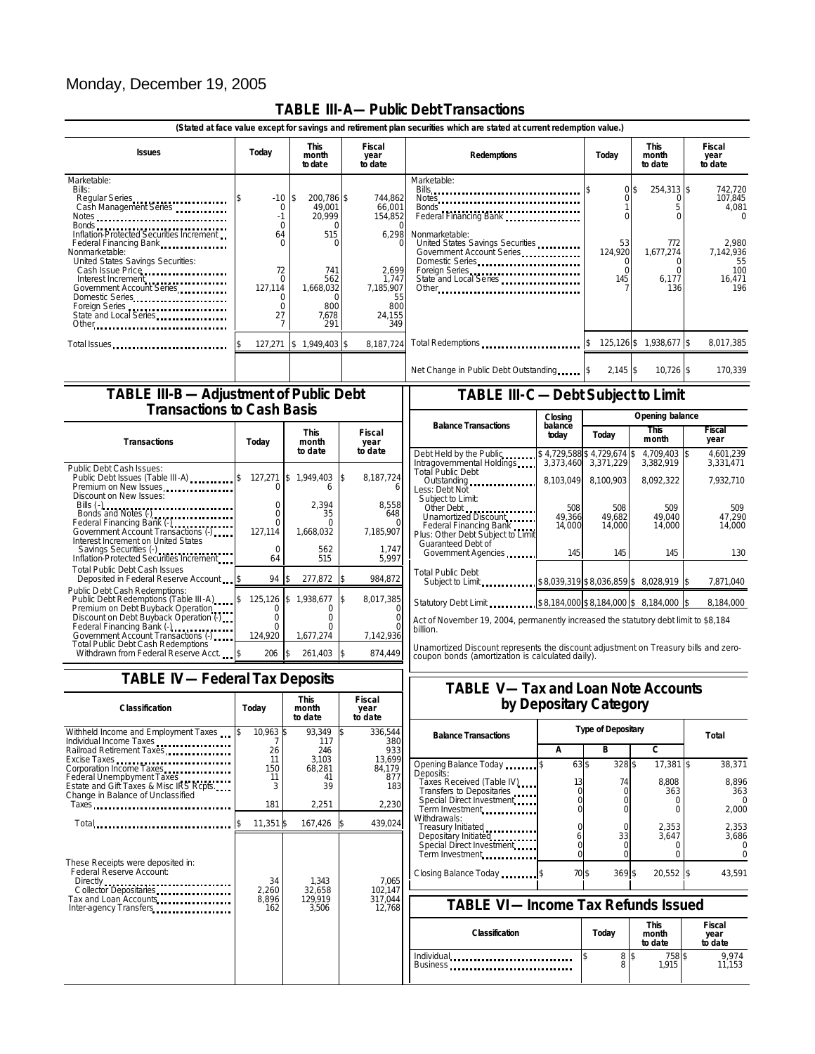Monday, December 19, 2005

## TABLE III-A— Public Debt Transactions

(Stated at face value except for savings and retirement plan securities which are stated at current redemption value.)

| Issues | Today | This month to date | Fiscal year to date | Redemptions | Today | This month to date | Fiscal year to date |
|---|---|---|---|---|---|---|---|
| Marketable: | | | | Marketable: | | | |
| Bills: | | | | Bills | $ 0 | $ 254,313 | $ 742,720 |
| Regular Series | $ -10 | $ 200,786 | $ 744,862 | Notes | 0 | 0 | 107,845 |
| Cash Management Series | 0 | 49,001 | 66,001 | Bonds | 1 | 5 | 4,081 |
| Notes | -1 | 20,999 | 154,852 | Federal Financing Bank | 0 | 0 | 0 |
| Bonds | 0 | 0 | 0 | | | | |
| Inflation-Protected Securities Increment | 64 | 515 | 6,298 | Nonmarketable: | | | |
| Federal Financing Bank | 0 | 0 | 0 | United States Savings Securities | 53 | 772 | 2,980 |
| Nonmarketable: | | | | Government Account Series | 124,920 | 1,677,274 | 7,142,936 |
| United States Savings Securities: | | | | Domestic Series | 0 | 0 | 55 |
| Cash Issue Price | 72 | 741 | 2,699 | Foreign Series | 0 | 0 | 100 |
| Interest Increment | 0 | 562 | 1,747 | State and Local Series | 145 | 6,177 | 16,471 |
| Government Account Series | 127,114 | 1,668,032 | 7,185,907 | Other | 7 | 136 | 196 |
| Domestic Series | 0 | 0 | 55 | | | | |
| Foreign Series | 0 | 800 | 800 | | | | |
| State and Local Series | 27 | 7,678 | 24,155 | | | | |
| Other | 7 | 291 | 349 | | | | |
| Total Issues | $ 127,271 | $ 1,949,403 | $ 8,187,724 | Total Redemptions | $ 125,126 | $ 1,938,677 | $ 8,017,385 |
| | | | | Net Change in Public Debt Outstanding | $ 2,145 | $ 10,726 | $ 170,339 |

## TABLE III-B — Adjustment of Public Debt Transactions to Cash Basis

| Transactions | Today | This month to date | Fiscal year to date |
|---|---|---|---|
| Public Debt Cash Issues: | | | |
| Public Debt Issues (Table III-A) | $ 127,271 | $ 1,949,403 | $ 8,187,724 |
| Premium on New Issues | 0 | 6 | 6 |
| Discount on New Issues: | | | |
| Bills (-) | 0 | 2,394 | 8,558 |
| Bonds and Notes (-) | 0 | 35 | 648 |
| Federal Financing Bank (-) | 0 | 0 | 0 |
| Government Account Transactions (-) | 127,114 | 1,668,032 | 7,185,907 |
| Interest Increment on United States Savings Securities (-) | 0 | 562 | 1,747 |
| Inflation-Protected Securities Increment | 64 | 515 | 5,997 |
| Total Public Debt Cash Issues Deposited in Federal Reserve Account | $ 94 | $ 277,872 | $ 984,872 |
| Public Debt Cash Redemptions: | | | |
| Public Debt Redemptions (Table III-A) | $ 125,126 | $ 1,938,677 | $ 8,017,385 |
| Premium on Debt Buyback Operation | 0 | 0 | 0 |
| Discount on Debt Buyback Operation (-) | 0 | 0 | 0 |
| Federal Financing Bank (-) | 0 | 0 | 0 |
| Government Account Transactions (-) | 124,920 | 1,677,274 | 7,142,936 |
| Total Public Debt Cash Redemptions Withdrawn from Federal Reserve Acct. | $ 206 | $ 261,403 | $ 874,449 |

## TABLE III-C — Debt Subject to Limit

| Balance Transactions | Closing balance today | Opening balance Today | Opening balance This month | Opening balance Fiscal year |
|---|---|---|---|---|
| Debt Held by the Public | $ 4,729,588 | $ 4,729,674 | $ 4,709,403 | $ 4,601,239 |
| Intragovernmental Holdings | 3,373,460 | 3,371,229 | 3,382,919 | 3,331,471 |
| Total Public Debt Outstanding | 8,103,049 | 8,100,903 | 8,092,322 | 7,932,710 |
| Less: Debt Not Subject to Limit: | | | | |
| Other Debt | 508 | 508 | 509 | 509 |
| Unamortized Discount | 49,366 | 49,682 | 49,040 | 47,290 |
| Federal Financing Bank | 14,000 | 14,000 | 14,000 | 14,000 |
| Plus: Other Debt Subject to Limit Guaranteed Debt of Government Agencies | 145 | 145 | 145 | 130 |
| Total Public Debt Subject to Limit | $ 8,039,319 | $ 8,036,859 | $ 8,028,919 | $ 7,871,040 |
| Statutory Debt Limit | $ 8,184,000 | $ 8,184,000 | $ 8,184,000 | $ 8,184,000 |

Act of November 19, 2004, permanently increased the statutory debt limit to $8,184 billion.

Unamortized Discount represents the discount adjustment on Treasury bills and zero-coupon bonds (amortization is calculated daily).

## TABLE IV — Federal Tax Deposits

| Classification | Today | This month to date | Fiscal year to date |
|---|---|---|---|
| Withheld Income and Employment Taxes | $ 10,963 | $ 93,349 | $ 336,544 |
| Individual Income Taxes | 7 | 117 | 380 |
| Railroad Retirement Taxes | 26 | 246 | 933 |
| Excise Taxes | 11 | 3,103 | 13,699 |
| Corporation Income Taxes | 150 | 68,281 | 84,179 |
| Federal Unemployment Taxes | 11 | 41 | 877 |
| Estate and Gift Taxes & Misc IRS Rcpts. | 3 | 39 | 183 |
| Change in Balance of Unclassified Taxes | 181 | 2,251 | 2,230 |
| Total | $ 11,351 | $ 167,426 | $ 439,024 |
| These Receipts were deposited in: | | | |
| Federal Reserve Account: | | | |
| Directly | 34 | 1,343 | 7,065 |
| Collector Depositaries | 2,260 | 32,658 | 102,147 |
| Tax and Loan Accounts | 8,896 | 129,919 | 317,044 |
| Inter-agency Transfers | 162 | 3,506 | 12,768 |

## TABLE V — Tax and Loan Note Accounts by Depositary Category

| Balance Transactions | Type of Depositary A | B | C | Total |
|---|---|---|---|---|
| Opening Balance Today | $ 63 | $ 328 | $ 17,381 | $ 38,371 |
| Deposits: | | | | |
| Taxes Received (Table IV) | 13 | 74 | 8,808 | 8,896 |
| Transfers to Depositaries | 0 | 0 | 363 | 363 |
| Special Direct Investment | 0 | 0 | 0 | 0 |
| Term Investment | 0 | 0 | 0 | 2,000 |
| Withdrawals: | | | | |
| Treasury Initiated | 0 | 0 | 2,353 | 2,353 |
| Depositary Initiated | 6 | 33 | 3,647 | 3,686 |
| Special Direct Investment | 0 | 0 | 0 | 0 |
| Term Investment | 0 | 0 | 0 | 0 |
| Closing Balance Today | $ 70 | $ 369 | $ 20,552 | $ 43,591 |

## TABLE VI — Income Tax Refunds Issued

| Classification | Today | This month to date | Fiscal year to date |
|---|---|---|---|
| Individual | $ 8 | $ 758 | $ 9,974 |
| Business | 8 | 1,915 | 11,153 |